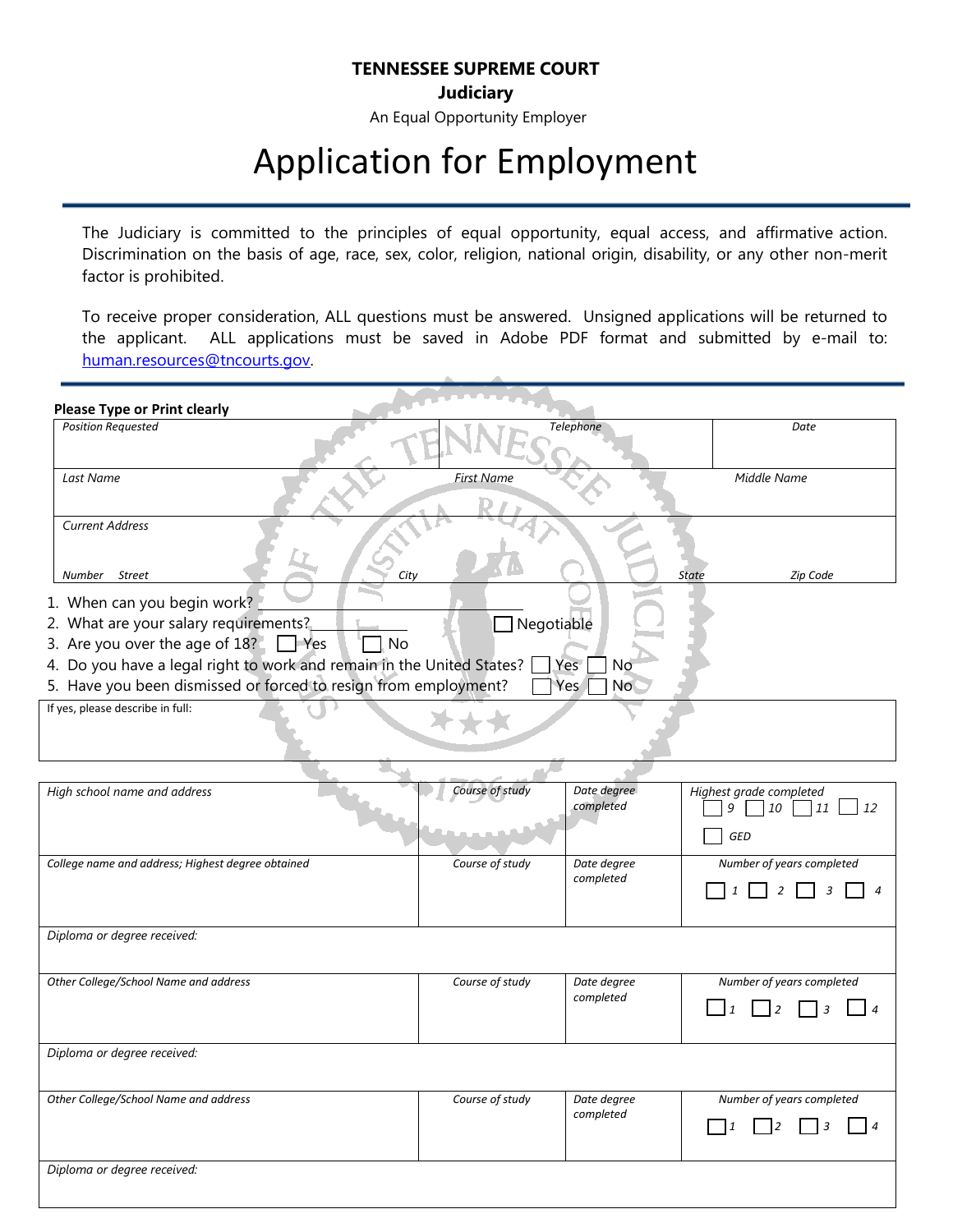**TENNESSEE SUPREME COURT**

**Judiciary**

An Equal Opportunity Employer

# Application for Employment

The Judiciary is committed to the principles of equal opportunity, equal access, and affirmative action. Discrimination on the basis of age, race, sex, color, religion, national origin, disability, or any other non-merit factor is prohibited.

To receive proper consideration, ALL questions must be answered. Unsigned applications will be returned to the applicant. ALL applications must be saved in Adobe PDF format and submitted by e-mail to: human.resources@tncourts.gov.

**Please Type or Print clearly**

| *Position Requested* | *Telephone* | *Date* |
|---|---|---|
| *Last Name* | *First Name* | *Middle Name* |

| *Current Address* | | | |
|---|---|---|---|
| *Number Street* | *City* | *State* | *Zip Code* |

1. When can you begin work? ______________________
2. What are your salary requirements? ____________ ☐ Negotiable
3. Are you over the age of 18? ☐ Yes ☐ No
4. Do you have a legal right to work and remain in the United States? ☐ Yes ☐ No
5. Have you been dismissed or forced to resign from employment? ☐ Yes ☐ No

| If yes, please describe in full: |
|---|
| |

| *High school name and address* | *Course of study* | *Date degree completed* | *Highest grade completed* ☐ *9* ☐ *10* ☐ *11* ☐ *12* ☐ *GED* |
|---|---|---|---|
| *College name and address; Highest degree obtained* | *Course of study* | *Date degree completed* | *Number of years completed* ☐ *1* ☐ *2* ☐ *3* ☐ *4* |
| *Diploma or degree received:* | | | |
| *Other College/School Name and address* | *Course of study* | *Date degree completed* | *Number of years completed* ☐ *1* ☐ *2* ☐ *3* ☐ *4* |
| *Diploma or degree received:* | | | |
| *Other College/School Name and address* | *Course of study* | *Date degree completed* | *Number of years completed* ☐ *1* ☐ *2* ☐ *3* ☐ *4* |
| *Diploma or degree received:* | | | |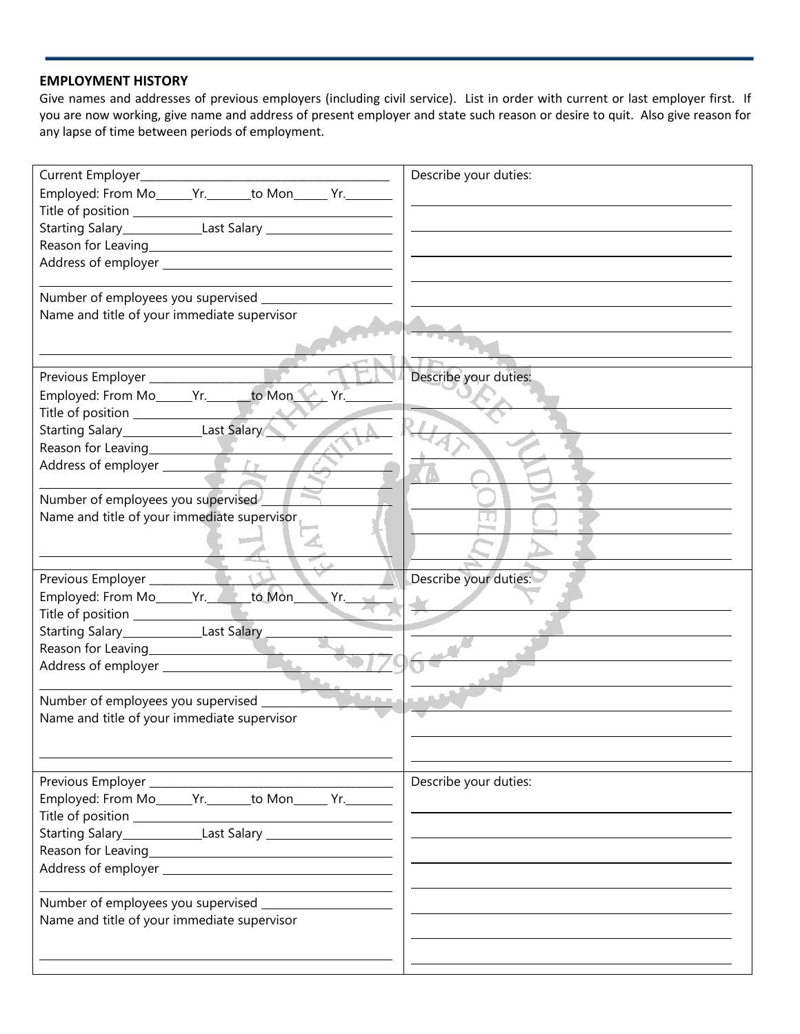## EMPLOYMENT HISTORY

Give names and addresses of previous employers (including civil service). List in order with current or last employer first. If you are now working, give name and address of present employer and state such reason or desire to quit. Also give reason for any lapse of time between periods of employment.

| | |
|---|---|
| Current Employer________________<br>Employed: From Mo______Yr._______to Mon______ Yr.________<br>Title of position ________________<br>Starting Salary____________Last Salary ________________<br>Reason for Leaving________________<br>Address of employer ________________<br>________________<br>Number of employees you supervised ________________<br>Name and title of your immediate supervisor<br>________________ | Describe your duties:<br>________________<br>________________<br>________________<br>________________<br>________________<br>________________<br>________________ |
| Previous Employer ________________<br>Employed: From Mo______Yr._______to Mon______ Yr.________<br>Title of position ________________<br>Starting Salary____________Last Salary ________________<br>Reason for Leaving________________<br>Address of employer ________________<br>________________<br>Number of employees you supervised ________________<br>Name and title of your immediate supervisor<br>________________ | Describe your duties:<br>________________<br>________________<br>________________<br>________________<br>________________<br>________________<br>________________ |
| Previous Employer ________________<br>Employed: From Mo______Yr._______to Mon______ Yr.________<br>Title of position ________________<br>Starting Salary____________Last Salary ________________<br>Reason for Leaving________________<br>Address of employer ________________<br>________________<br>Number of employees you supervised ________________<br>Name and title of your immediate supervisor<br>________________ | Describe your duties:<br>________________<br>________________<br>________________<br>________________<br>________________<br>________________<br>________________ |
| Previous Employer ________________<br>Employed: From Mo______Yr._______to Mon______ Yr.________<br>Title of position ________________<br>Starting Salary____________Last Salary ________________<br>Reason for Leaving________________<br>Address of employer ________________<br>________________<br>Number of employees you supervised ________________<br>Name and title of your immediate supervisor<br>________________ | Describe your duties:<br>________________<br>________________<br>________________<br>________________<br>________________<br>________________<br>________________ |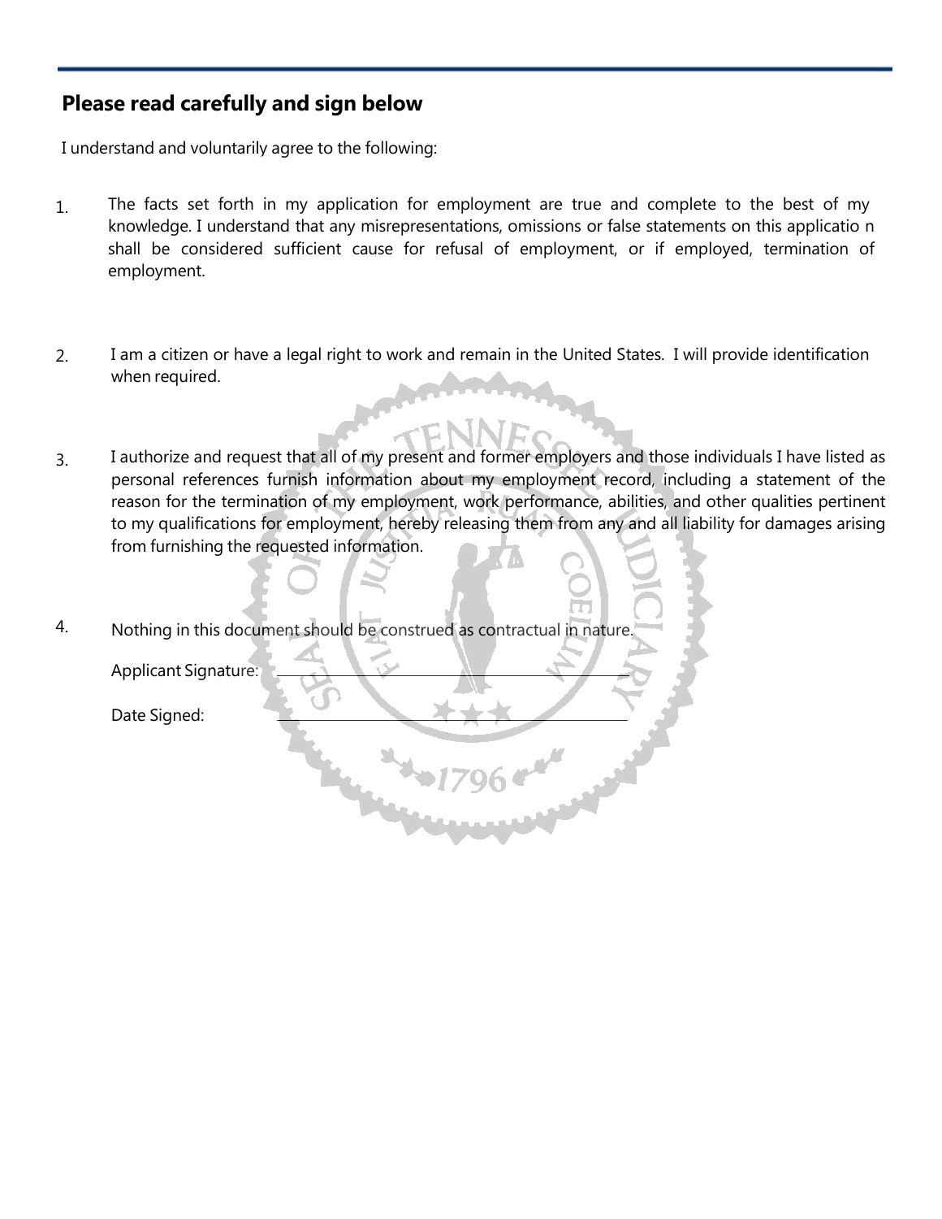## Please read carefully and sign below

I understand and voluntarily agree to the following:

1. The facts set forth in my application for employment are true and complete to the best of my knowledge. I understand that any misrepresentations, omissions or false statements on this applicatio n shall be considered sufficient cause for refusal of employment, or if employed, termination of employment.

2. I am a citizen or have a legal right to work and remain in the United States. I will provide identification when required.

3. I authorize and request that all of my present and former employers and those individuals I have listed as personal references furnish information about my employment record, including a statement of the reason for the termination of my employment, work performance, abilities, and other qualities pertinent to my qualifications for employment, hereby releasing them from any and all liability for damages arising from furnishing the requested information.

4. Nothing in this document should be construed as contractual in nature.

   Applicant Signature: \_\_\_\_\_\_\_\_\_\_\_\_\_\_\_\_\_\_\_\_\_\_\_\_\_\_\_\_\_\_

   Date Signed: \_\_\_\_\_\_\_\_\_\_\_\_\_\_\_\_\_\_\_\_\_\_\_\_\_\_\_\_\_\_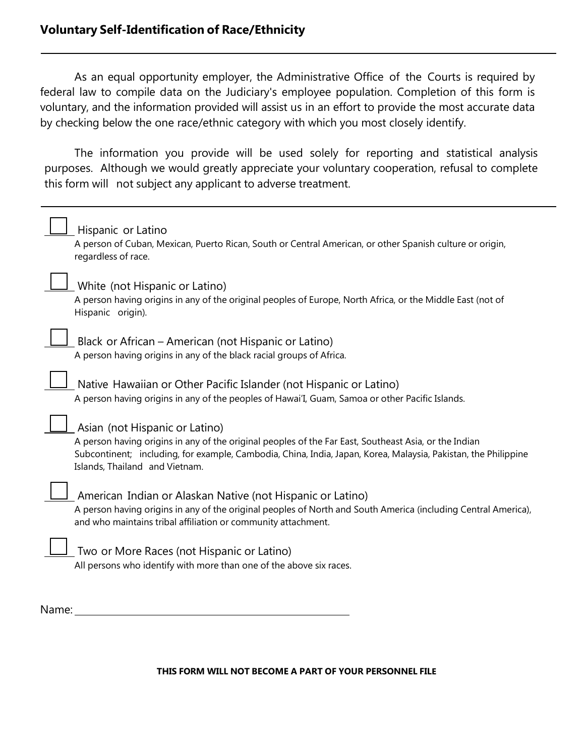## Voluntary Self-Identification of Race/Ethnicity

---

As an equal opportunity employer, the Administrative Office of the Courts is required by federal law to compile data on the Judiciary's employee population. Completion of this form is voluntary, and the information provided will assist us in an effort to provide the most accurate data by checking below the one race/ethnic category with which you most closely identify.

The information you provide will be used solely for reporting and statistical analysis purposes. Although we would greatly appreciate your voluntary cooperation, refusal to complete this form will not subject any applicant to adverse treatment.

---

☐ Hispanic or Latino
A person of Cuban, Mexican, Puerto Rican, South or Central American, or other Spanish culture or origin, regardless of race.

☐ White (not Hispanic or Latino)
A person having origins in any of the original peoples of Europe, North Africa, or the Middle East (not of Hispanic origin).

☐ Black or African – American (not Hispanic or Latino)
A person having origins in any of the black racial groups of Africa.

☐ Native Hawaiian or Other Pacific Islander (not Hispanic or Latino)
A person having origins in any of the peoples of Hawai'I, Guam, Samoa or other Pacific Islands.

☐ Asian (not Hispanic or Latino)
A person having origins in any of the original peoples of the Far East, Southeast Asia, or the Indian Subcontinent; including, for example, Cambodia, China, India, Japan, Korea, Malaysia, Pakistan, the Philippine Islands, Thailand and Vietnam.

☐ American Indian or Alaskan Native (not Hispanic or Latino)
A person having origins in any of the original peoples of North and South America (including Central America), and who maintains tribal affiliation or community attachment.

☐ Two or More Races (not Hispanic or Latino)
All persons who identify with more than one of the above six races.

Name: ______________________________________________

**THIS FORM WILL NOT BECOME A PART OF YOUR PERSONNEL FILE**